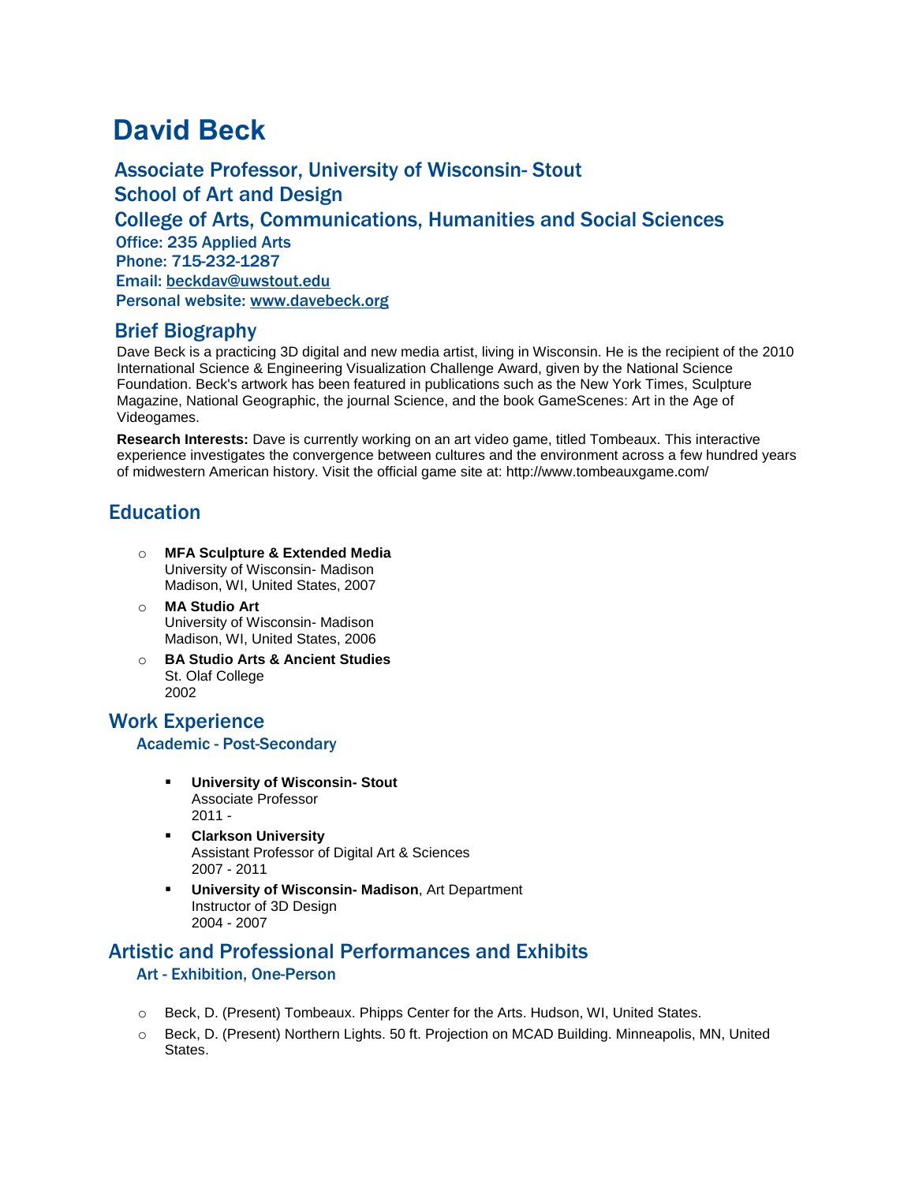# David Beck

## Associate Professor, University of Wisconsin- Stout
## School of Art and Design
## College of Arts, Communications, Humanities and Social Sciences

**Office: 235 Applied Arts**
**Phone: 715-232-1287**
**Email: beckdav@uwstout.edu**
**Personal website: www.davebeck.org**

## Brief Biography

Dave Beck is a practicing 3D digital and new media artist, living in Wisconsin. He is the recipient of the 2010 International Science & Engineering Visualization Challenge Award, given by the National Science Foundation. Beck's artwork has been featured in publications such as the New York Times, Sculpture Magazine, National Geographic, the journal Science, and the book GameScenes: Art in the Age of Videogames.

**Research Interests:** Dave is currently working on an art video game, titled Tombeaux. This interactive experience investigates the convergence between cultures and the environment across a few hundred years of midwestern American history. Visit the official game site at: http://www.tombeauxgame.com/

## Education

- **MFA Sculpture & Extended Media**
  University of Wisconsin- Madison
  Madison, WI, United States, 2007
- **MA Studio Art**
  University of Wisconsin- Madison
  Madison, WI, United States, 2006
- **BA Studio Arts & Ancient Studies**
  St. Olaf College
  2002

## Work Experience

### Academic - Post-Secondary

- **University of Wisconsin- Stout**
  Associate Professor
  2011 -
- **Clarkson University**
  Assistant Professor of Digital Art & Sciences
  2007 - 2011
- **University of Wisconsin- Madison**, Art Department
  Instructor of 3D Design
  2004 - 2007

## Artistic and Professional Performances and Exhibits

### Art - Exhibition, One-Person

- Beck, D. (Present) Tombeaux. Phipps Center for the Arts. Hudson, WI, United States.
- Beck, D. (Present) Northern Lights. 50 ft. Projection on MCAD Building. Minneapolis, MN, United States.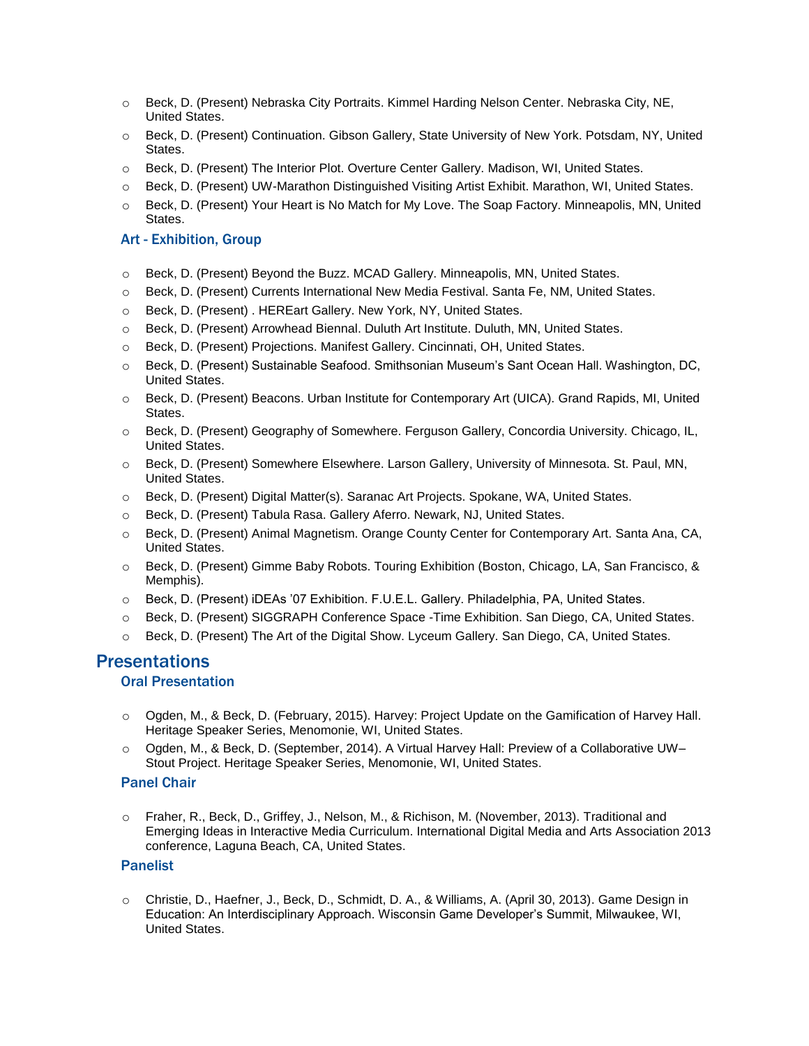- Beck, D. (Present) Nebraska City Portraits. Kimmel Harding Nelson Center. Nebraska City, NE, United States.
- Beck, D. (Present) Continuation. Gibson Gallery, State University of New York. Potsdam, NY, United States.
- Beck, D. (Present) The Interior Plot. Overture Center Gallery. Madison, WI, United States.
- Beck, D. (Present) UW-Marathon Distinguished Visiting Artist Exhibit. Marathon, WI, United States.
- Beck, D. (Present) Your Heart is No Match for My Love. The Soap Factory. Minneapolis, MN, United States.

### Art - Exhibition, Group

- Beck, D. (Present) Beyond the Buzz. MCAD Gallery. Minneapolis, MN, United States.
- Beck, D. (Present) Currents International New Media Festival. Santa Fe, NM, United States.
- Beck, D. (Present) . HEREart Gallery. New York, NY, United States.
- Beck, D. (Present) Arrowhead Biennal. Duluth Art Institute. Duluth, MN, United States.
- Beck, D. (Present) Projections. Manifest Gallery. Cincinnati, OH, United States.
- Beck, D. (Present) Sustainable Seafood. Smithsonian Museum's Sant Ocean Hall. Washington, DC, United States.
- Beck, D. (Present) Beacons. Urban Institute for Contemporary Art (UICA). Grand Rapids, MI, United States.
- Beck, D. (Present) Geography of Somewhere. Ferguson Gallery, Concordia University. Chicago, IL, United States.
- Beck, D. (Present) Somewhere Elsewhere. Larson Gallery, University of Minnesota. St. Paul, MN, United States.
- Beck, D. (Present) Digital Matter(s). Saranac Art Projects. Spokane, WA, United States.
- Beck, D. (Present) Tabula Rasa. Gallery Aferro. Newark, NJ, United States.
- Beck, D. (Present) Animal Magnetism. Orange County Center for Contemporary Art. Santa Ana, CA, United States.
- Beck, D. (Present) Gimme Baby Robots. Touring Exhibition (Boston, Chicago, LA, San Francisco, & Memphis).
- Beck, D. (Present) iDEAs '07 Exhibition. F.U.E.L. Gallery. Philadelphia, PA, United States.
- Beck, D. (Present) SIGGRAPH Conference Space -Time Exhibition. San Diego, CA, United States.
- Beck, D. (Present) The Art of the Digital Show. Lyceum Gallery. San Diego, CA, United States.

## Presentations

### Oral Presentation

- Ogden, M., & Beck, D. (February, 2015). Harvey: Project Update on the Gamification of Harvey Hall. Heritage Speaker Series, Menomonie, WI, United States.
- Ogden, M., & Beck, D. (September, 2014). A Virtual Harvey Hall: Preview of a Collaborative UW–Stout Project. Heritage Speaker Series, Menomonie, WI, United States.

### Panel Chair

- Fraher, R., Beck, D., Griffey, J., Nelson, M., & Richison, M. (November, 2013). Traditional and Emerging Ideas in Interactive Media Curriculum. International Digital Media and Arts Association 2013 conference, Laguna Beach, CA, United States.

### Panelist

- Christie, D., Haefner, J., Beck, D., Schmidt, D. A., & Williams, A. (April 30, 2013). Game Design in Education: An Interdisciplinary Approach. Wisconsin Game Developer's Summit, Milwaukee, WI, United States.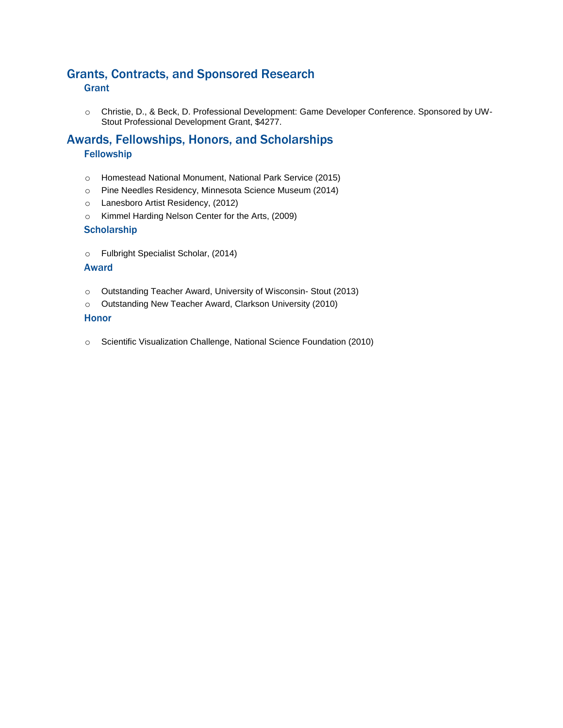## Grants, Contracts, and Sponsored Research

### Grant

- Christie, D., & Beck, D. Professional Development: Game Developer Conference. Sponsored by UW-Stout Professional Development Grant, $4277.

## Awards, Fellowships, Honors, and Scholarships

### Fellowship

- Homestead National Monument, National Park Service (2015)
- Pine Needles Residency, Minnesota Science Museum (2014)
- Lanesboro Artist Residency, (2012)
- Kimmel Harding Nelson Center for the Arts, (2009)

### Scholarship

- Fulbright Specialist Scholar, (2014)

### Award

- Outstanding Teacher Award, University of Wisconsin- Stout (2013)
- Outstanding New Teacher Award, Clarkson University (2010)

### Honor

- Scientific Visualization Challenge, National Science Foundation (2010)